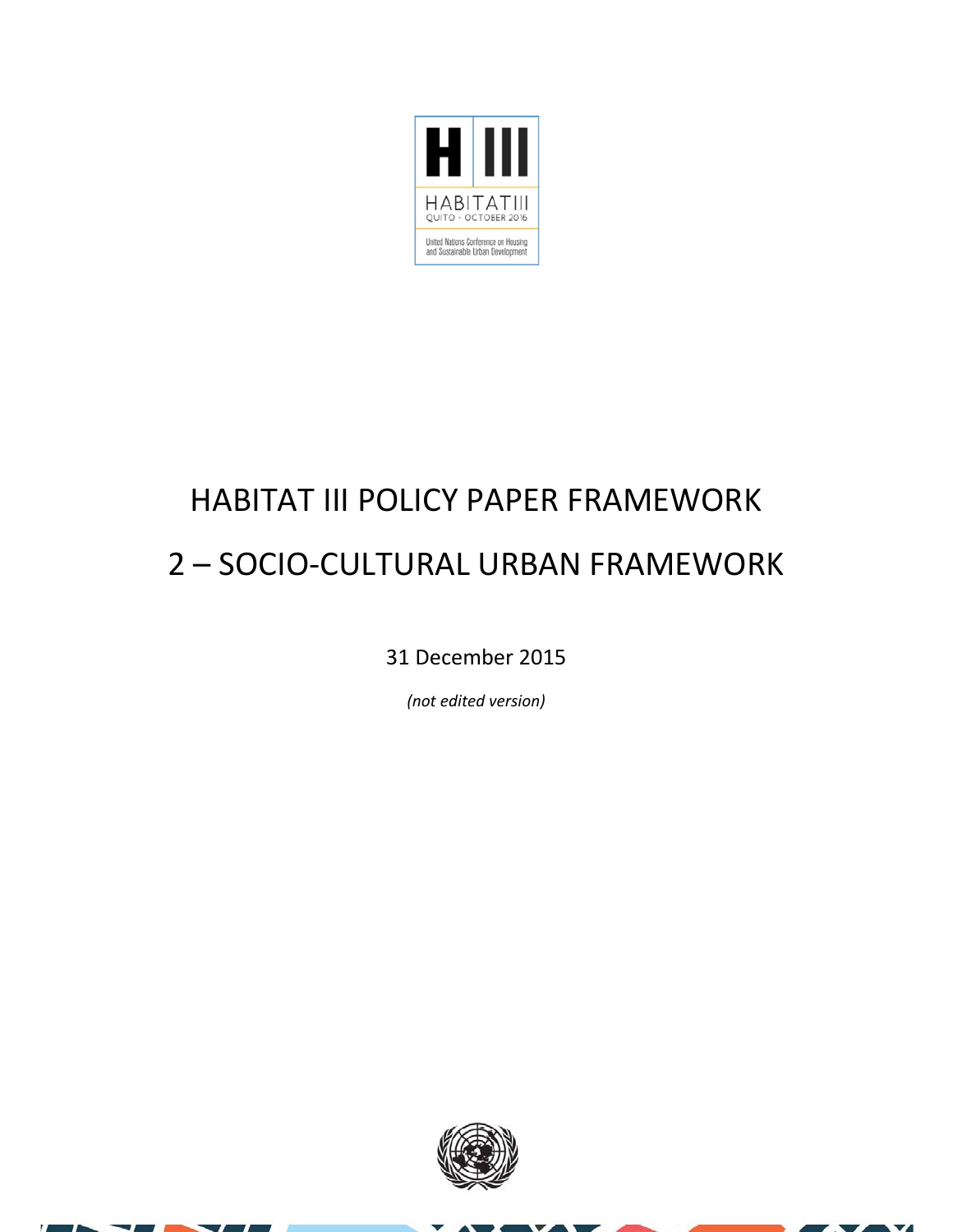# HABITAT III POLICY PAPER FRAMEWORK

# 2 – SOCIO-CULTURAL URBAN FRAMEWORK

31 December 2015

*(not edited version)*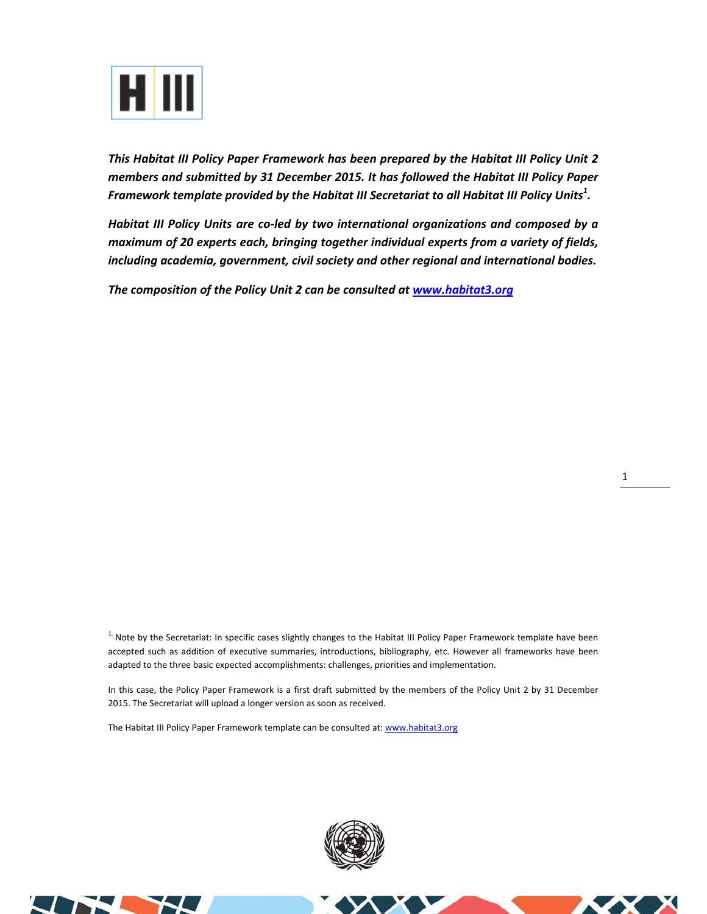***This Habitat III Policy Paper Framework has been prepared by the Habitat III Policy Unit 2 members and submitted by 31 December 2015. It has followed the Habitat III Policy Paper Framework template provided by the Habitat III Secretariat to all Habitat III Policy Units[1].***

***Habitat III Policy Units are co-led by two international organizations and composed by a maximum of 20 experts each, bringing together individual experts from a variety of fields, including academia, government, civil society and other regional and international bodies.***

***The composition of the Policy Unit 2 can be consulted at [www.habitat3.org](http://www.habitat3.org)***

[1] Note by the Secretariat: In specific cases slightly changes to the Habitat III Policy Paper Framework template have been accepted such as addition of executive summaries, introductions, bibliography, etc. However all frameworks have been adapted to the three basic expected accomplishments: challenges, priorities and implementation.

In this case, the Policy Paper Framework is a first draft submitted by the members of the Policy Unit 2 by 31 December 2015. The Secretariat will upload a longer version as soon as received.

The Habitat III Policy Paper Framework template can be consulted at: [www.habitat3.org](http://www.habitat3.org)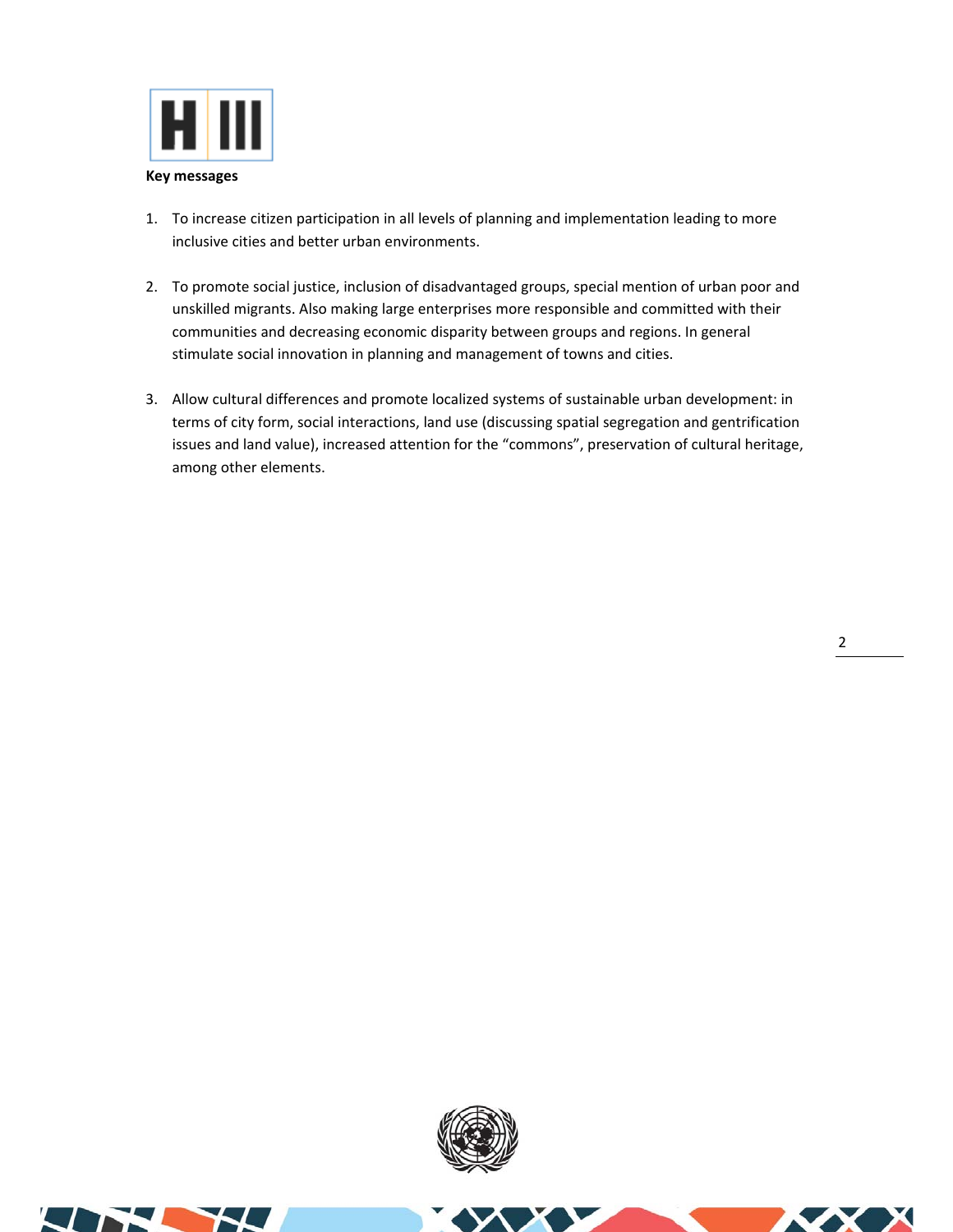**Key messages**

1. To increase citizen participation in all levels of planning and implementation leading to more inclusive cities and better urban environments.

2. To promote social justice, inclusion of disadvantaged groups, special mention of urban poor and unskilled migrants. Also making large enterprises more responsible and committed with their communities and decreasing economic disparity between groups and regions. In general stimulate social innovation in planning and management of towns and cities.

3. Allow cultural differences and promote localized systems of sustainable urban development: in terms of city form, social interactions, land use (discussing spatial segregation and gentrification issues and land value), increased attention for the "commons", preservation of cultural heritage, among other elements.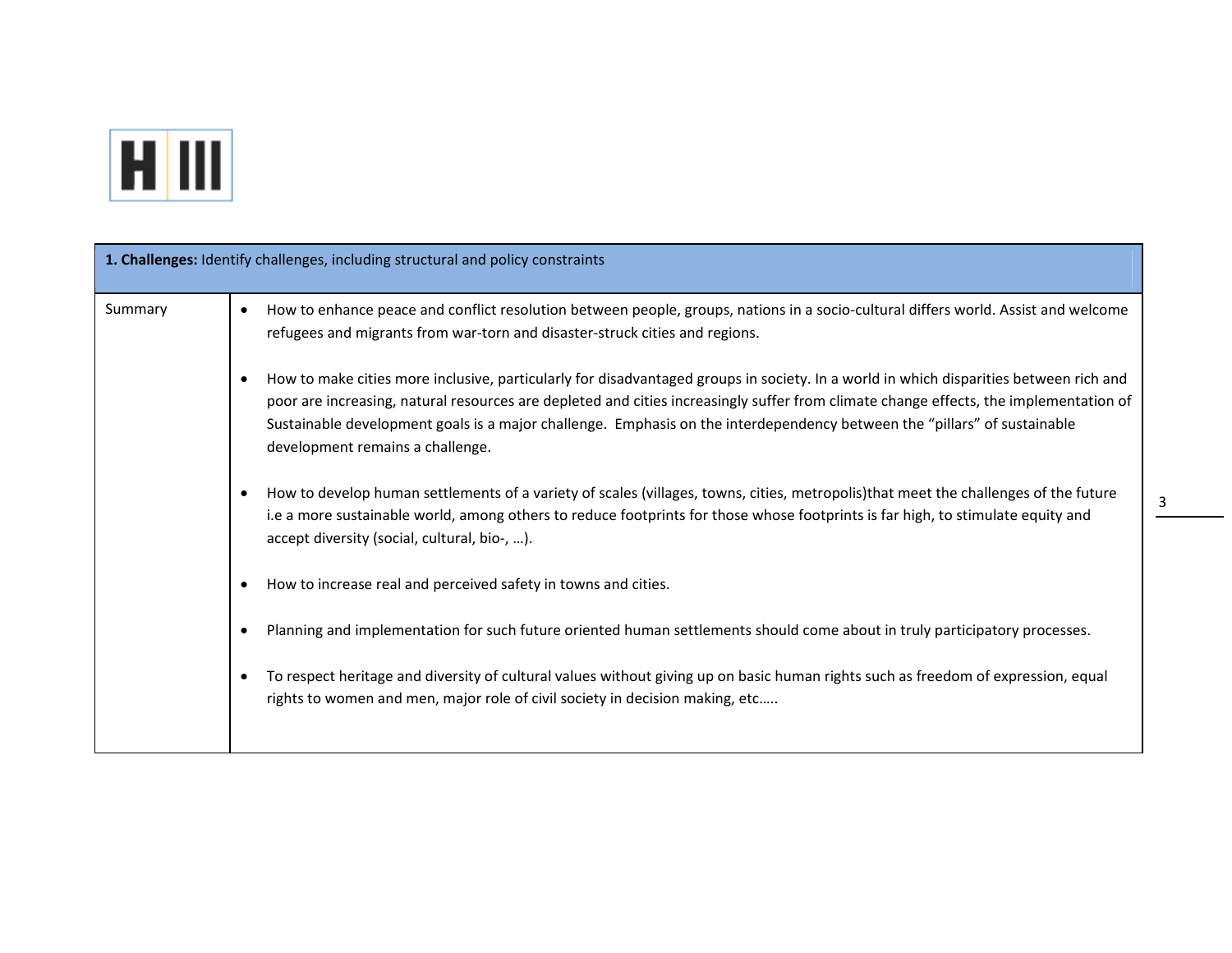| **1. Challenges:** Identify challenges, including structural and policy constraints | |
|---|---|
| Summary | • How to enhance peace and conflict resolution between people, groups, nations in a socio-cultural differs world. Assist and welcome refugees and migrants from war-torn and disaster-struck cities and regions.<br><br>• How to make cities more inclusive, particularly for disadvantaged groups in society. In a world in which disparities between rich and poor are increasing, natural resources are depleted and cities increasingly suffer from climate change effects, the implementation of Sustainable development goals is a major challenge. Emphasis on the interdependency between the "pillars" of sustainable development remains a challenge.<br><br>• How to develop human settlements of a variety of scales (villages, towns, cities, metropolis)that meet the challenges of the future i.e a more sustainable world, among others to reduce footprints for those whose footprints is far high, to stimulate equity and accept diversity (social, cultural, bio-, …).<br><br>• How to increase real and perceived safety in towns and cities.<br><br>• Planning and implementation for such future oriented human settlements should come about in truly participatory processes.<br><br>• To respect heritage and diversity of cultural values without giving up on basic human rights such as freedom of expression, equal rights to women and men, major role of civil society in decision making, etc….. |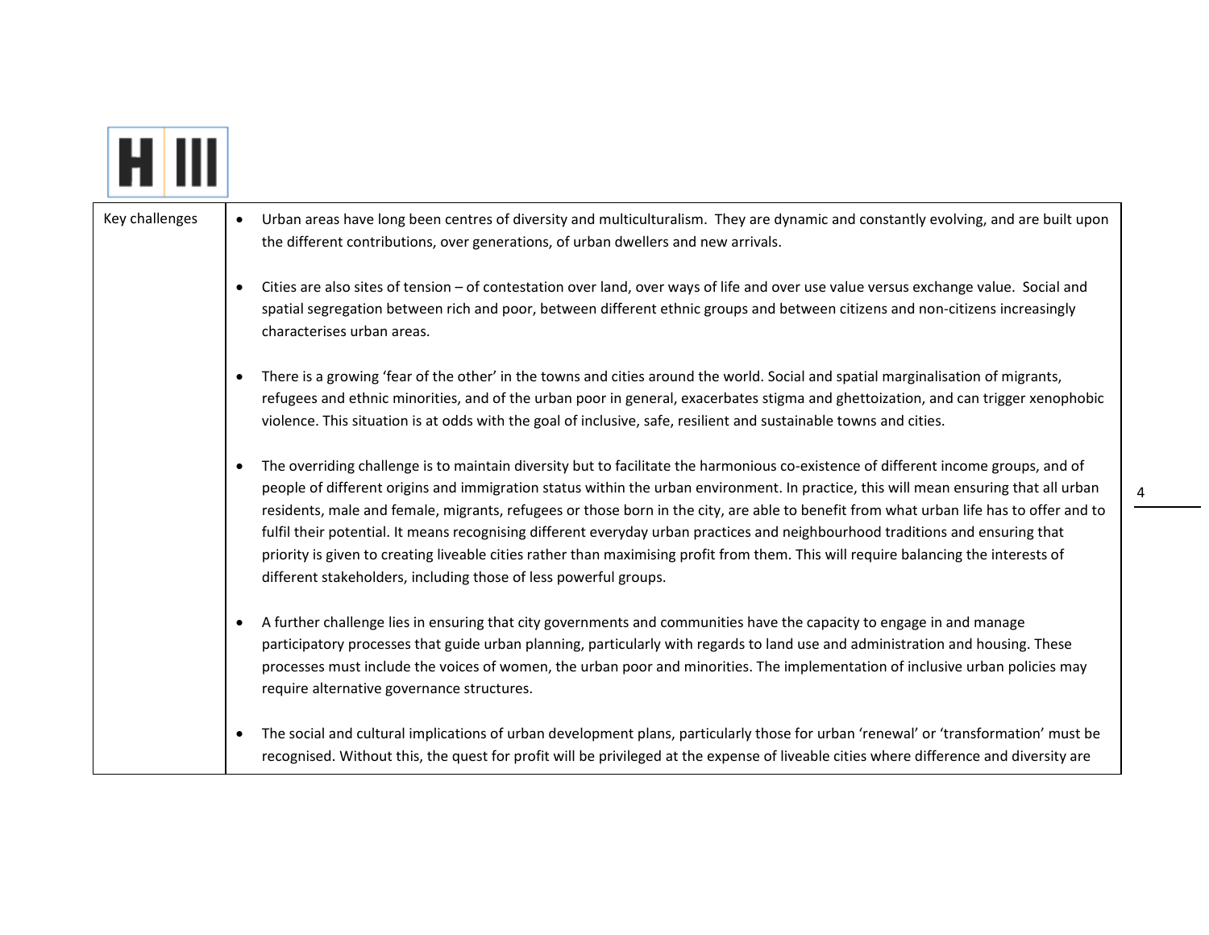| Key challenges | • Urban areas have long been centres of diversity and multiculturalism. They are dynamic and constantly evolving, and are built upon the different contributions, over generations, of urban dwellers and new arrivals.<br><br>• Cities are also sites of tension – of contestation over land, over ways of life and over use value versus exchange value. Social and spatial segregation between rich and poor, between different ethnic groups and between citizens and non-citizens increasingly characterises urban areas.<br><br>• There is a growing 'fear of the other' in the towns and cities around the world. Social and spatial marginalisation of migrants, refugees and ethnic minorities, and of the urban poor in general, exacerbates stigma and ghettoization, and can trigger xenophobic violence. This situation is at odds with the goal of inclusive, safe, resilient and sustainable towns and cities.<br><br>• The overriding challenge is to maintain diversity but to facilitate the harmonious co-existence of different income groups, and of people of different origins and immigration status within the urban environment. In practice, this will mean ensuring that all urban residents, male and female, migrants, refugees or those born in the city, are able to benefit from what urban life has to offer and to fulfil their potential. It means recognising different everyday urban practices and neighbourhood traditions and ensuring that priority is given to creating liveable cities rather than maximising profit from them. This will require balancing the interests of different stakeholders, including those of less powerful groups.<br><br>• A further challenge lies in ensuring that city governments and communities have the capacity to engage in and manage participatory processes that guide urban planning, particularly with regards to land use and administration and housing. These processes must include the voices of women, the urban poor and minorities. The implementation of inclusive urban policies may require alternative governance structures.<br><br>• The social and cultural implications of urban development plans, particularly those for urban 'renewal' or 'transformation' must be recognised. Without this, the quest for profit will be privileged at the expense of liveable cities where difference and diversity are |
| --- | --- |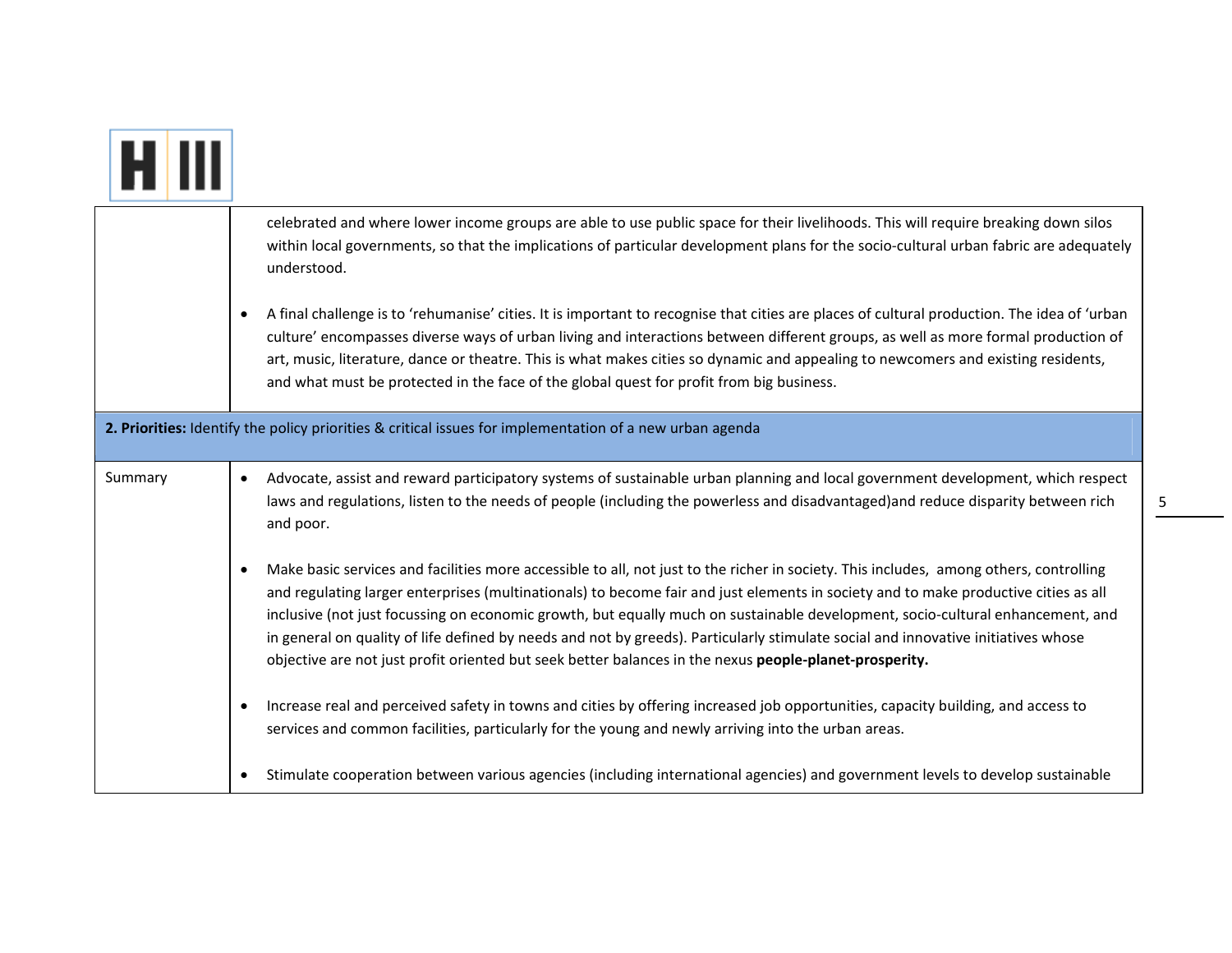| | |
|---|---|
| | celebrated and where lower income groups are able to use public space for their livelihoods. This will require breaking down silos within local governments, so that the implications of particular development plans for the socio-cultural urban fabric are adequately understood.<br><br>• A final challenge is to 'rehumanise' cities. It is important to recognise that cities are places of cultural production. The idea of 'urban culture' encompasses diverse ways of urban living and interactions between different groups, as well as more formal production of art, music, literature, dance or theatre. This is what makes cities so dynamic and appealing to newcomers and existing residents, and what must be protected in the face of the global quest for profit from big business. |
| **2. Priorities:** Identify the policy priorities & critical issues for implementation of a new urban agenda | |
| Summary | • Advocate, assist and reward participatory systems of sustainable urban planning and local government development, which respect laws and regulations, listen to the needs of people (including the powerless and disadvantaged)and reduce disparity between rich and poor.<br><br>• Make basic services and facilities more accessible to all, not just to the richer in society. This includes, among others, controlling and regulating larger enterprises (multinationals) to become fair and just elements in society and to make productive cities as all inclusive (not just focussing on economic growth, but equally much on sustainable development, socio-cultural enhancement, and in general on quality of life defined by needs and not by greeds). Particularly stimulate social and innovative initiatives whose objective are not just profit oriented but seek better balances in the nexus **people-planet-prosperity.**<br><br>• Increase real and perceived safety in towns and cities by offering increased job opportunities, capacity building, and access to services and common facilities, particularly for the young and newly arriving into the urban areas.<br><br>• Stimulate cooperation between various agencies (including international agencies) and government levels to develop sustainable |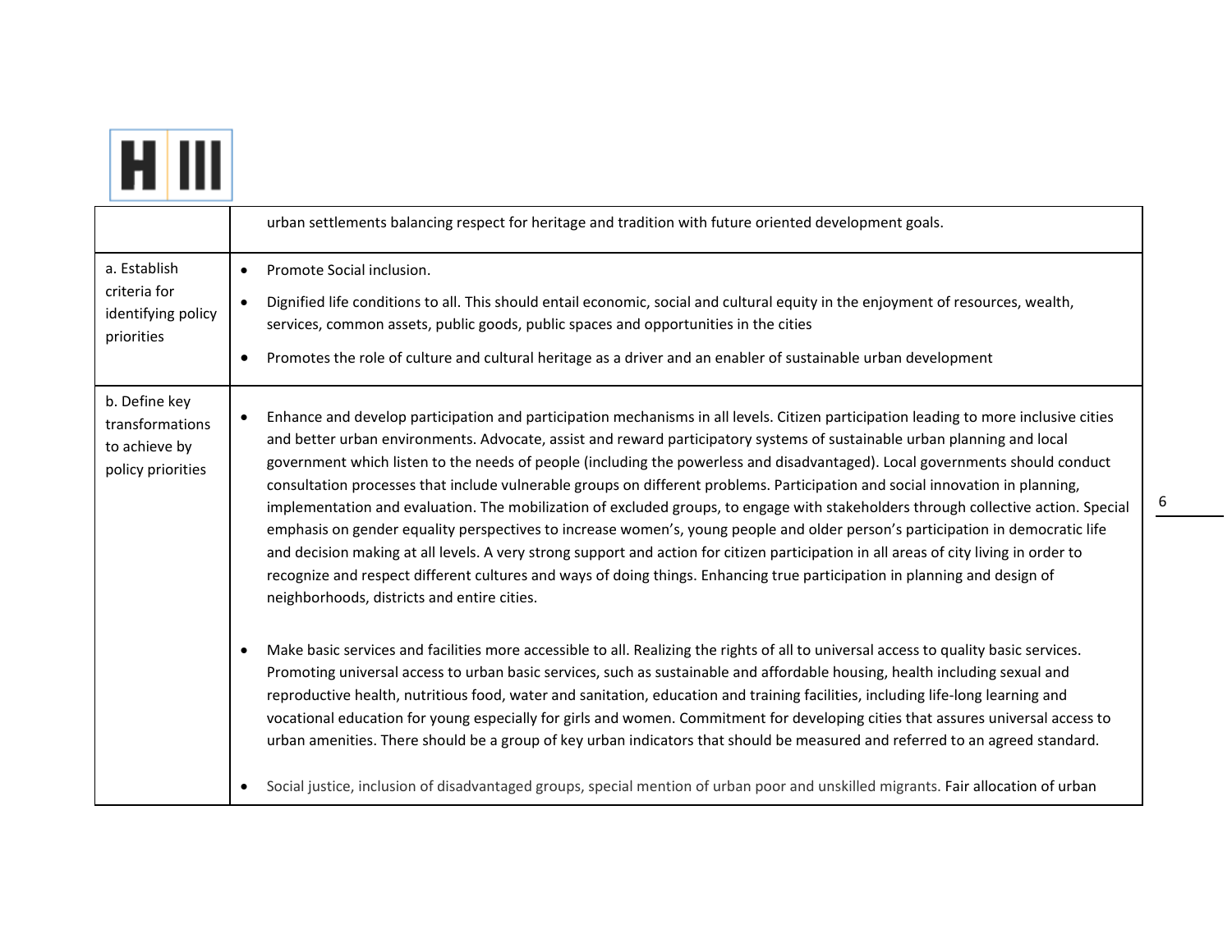| | |
|---|---|
| | urban settlements balancing respect for heritage and tradition with future oriented development goals. |
| a. Establish criteria for identifying policy priorities | • Promote Social inclusion.<br>• Dignified life conditions to all. This should entail economic, social and cultural equity in the enjoyment of resources, wealth, services, common assets, public goods, public spaces and opportunities in the cities<br>• Promotes the role of culture and cultural heritage as a driver and an enabler of sustainable urban development |
| b. Define key transformations to achieve by policy priorities | • Enhance and develop participation and participation mechanisms in all levels. Citizen participation leading to more inclusive cities and better urban environments. Advocate, assist and reward participatory systems of sustainable urban planning and local government which listen to the needs of people (including the powerless and disadvantaged). Local governments should conduct consultation processes that include vulnerable groups on different problems. Participation and social innovation in planning, implementation and evaluation. The mobilization of excluded groups, to engage with stakeholders through collective action. Special emphasis on gender equality perspectives to increase women's, young people and older person's participation in democratic life and decision making at all levels. A very strong support and action for citizen participation in all areas of city living in order to recognize and respect different cultures and ways of doing things. Enhancing true participation in planning and design of neighborhoods, districts and entire cities.<br>• Make basic services and facilities more accessible to all. Realizing the rights of all to universal access to quality basic services. Promoting universal access to urban basic services, such as sustainable and affordable housing, health including sexual and reproductive health, nutritious food, water and sanitation, education and training facilities, including life-long learning and vocational education for young especially for girls and women. Commitment for developing cities that assures universal access to urban amenities. There should be a group of key urban indicators that should be measured and referred to an agreed standard.<br>• Social justice, inclusion of disadvantaged groups, special mention of urban poor and unskilled migrants. Fair allocation of urban |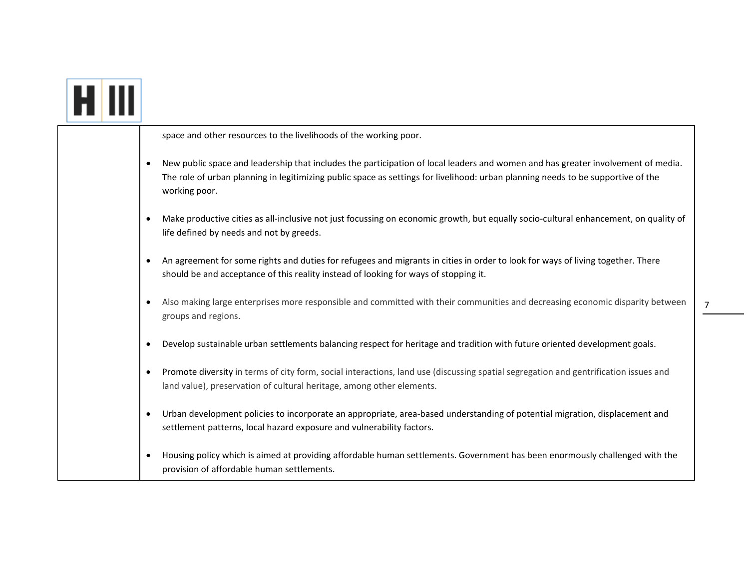| | |
|---|---|
| | space and other resources to the livelihoods of the working poor.<br><br>• New public space and leadership that includes the participation of local leaders and women and has greater involvement of media. The role of urban planning in legitimizing public space as settings for livelihood: urban planning needs to be supportive of the working poor.<br><br>• Make productive cities as all-inclusive not just focussing on economic growth, but equally socio-cultural enhancement, on quality of life defined by needs and not by greeds.<br><br>• An agreement for some rights and duties for refugees and migrants in cities in order to look for ways of living together. There should be and acceptance of this reality instead of looking for ways of stopping it.<br><br>• Also making large enterprises more responsible and committed with their communities and decreasing economic disparity between groups and regions.<br><br>• Develop sustainable urban settlements balancing respect for heritage and tradition with future oriented development goals.<br><br>• Promote diversity in terms of city form, social interactions, land use (discussing spatial segregation and gentrification issues and land value), preservation of cultural heritage, among other elements.<br><br>• Urban development policies to incorporate an appropriate, area-based understanding of potential migration, displacement and settlement patterns, local hazard exposure and vulnerability factors.<br><br>• Housing policy which is aimed at providing affordable human settlements. Government has been enormously challenged with the provision of affordable human settlements. |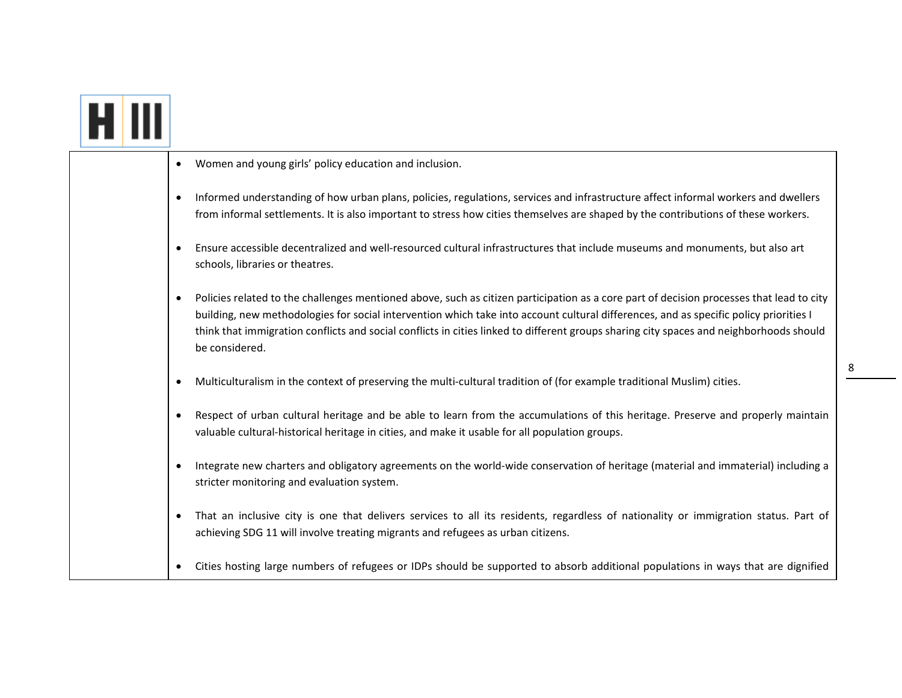| | |
|---|---|
| | • Women and young girls' policy education and inclusion.<br><br>• Informed understanding of how urban plans, policies, regulations, services and infrastructure affect informal workers and dwellers from informal settlements. It is also important to stress how cities themselves are shaped by the contributions of these workers.<br><br>• Ensure accessible decentralized and well-resourced cultural infrastructures that include museums and monuments, but also art schools, libraries or theatres.<br><br>• Policies related to the challenges mentioned above, such as citizen participation as a core part of decision processes that lead to city building, new methodologies for social intervention which take into account cultural differences, and as specific policy priorities I think that immigration conflicts and social conflicts in cities linked to different groups sharing city spaces and neighborhoods should be considered.<br><br>• Multiculturalism in the context of preserving the multi-cultural tradition of (for example traditional Muslim) cities.<br><br>• Respect of urban cultural heritage and be able to learn from the accumulations of this heritage. Preserve and properly maintain valuable cultural-historical heritage in cities, and make it usable for all population groups.<br><br>• Integrate new charters and obligatory agreements on the world-wide conservation of heritage (material and immaterial) including a stricter monitoring and evaluation system.<br><br>• That an inclusive city is one that delivers services to all its residents, regardless of nationality or immigration status. Part of achieving SDG 11 will involve treating migrants and refugees as urban citizens.<br><br>• Cities hosting large numbers of refugees or IDPs should be supported to absorb additional populations in ways that are dignified |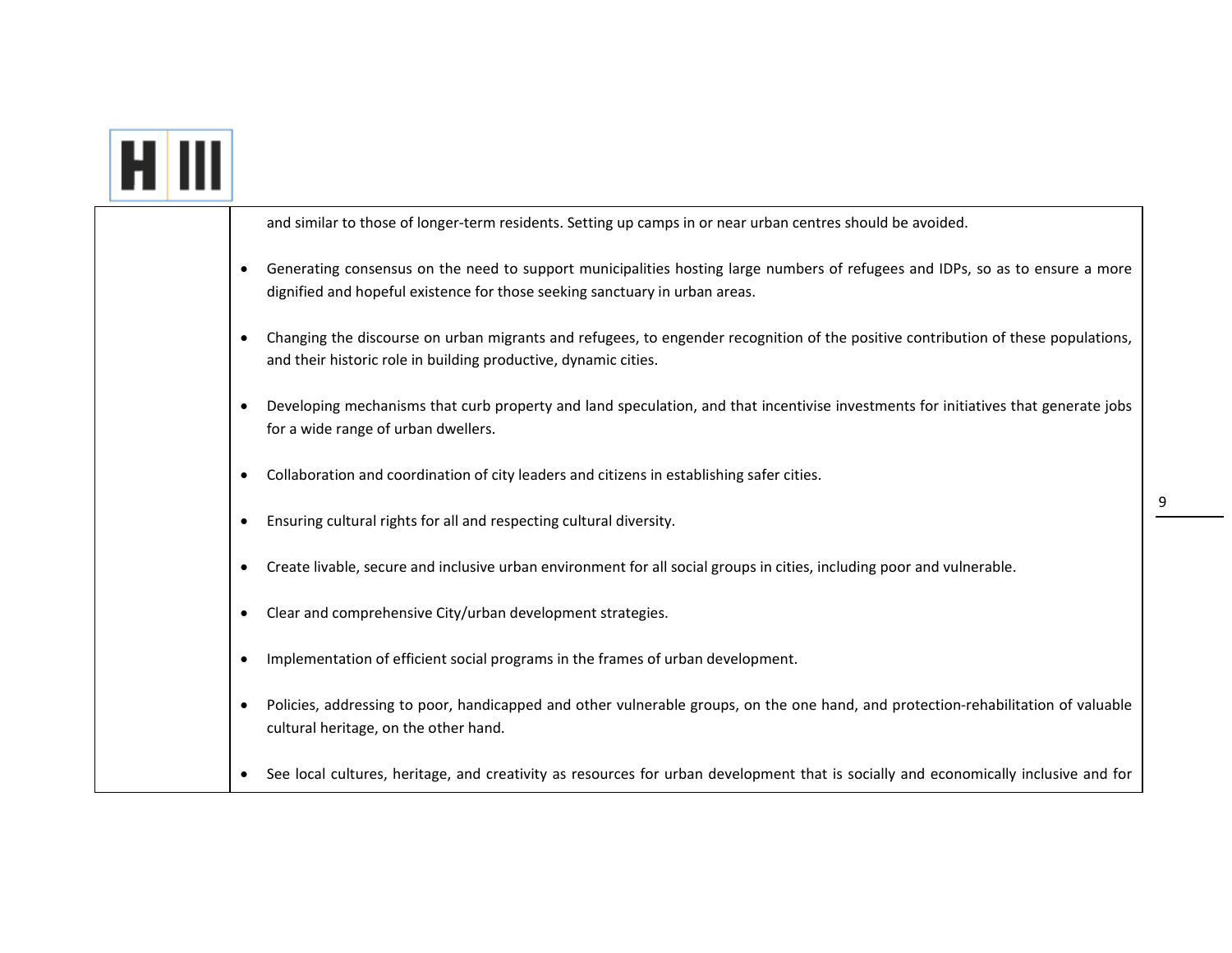| | |
|---|---|
| | and similar to those of longer-term residents. Setting up camps in or near urban centres should be avoided.<br><br>• Generating consensus on the need to support municipalities hosting large numbers of refugees and IDPs, so as to ensure a more dignified and hopeful existence for those seeking sanctuary in urban areas.<br><br>• Changing the discourse on urban migrants and refugees, to engender recognition of the positive contribution of these populations, and their historic role in building productive, dynamic cities.<br><br>• Developing mechanisms that curb property and land speculation, and that incentivise investments for initiatives that generate jobs for a wide range of urban dwellers.<br><br>• Collaboration and coordination of city leaders and citizens in establishing safer cities.<br><br>• Ensuring cultural rights for all and respecting cultural diversity.<br><br>• Create livable, secure and inclusive urban environment for all social groups in cities, including poor and vulnerable.<br><br>• Clear and comprehensive City/urban development strategies.<br><br>• Implementation of efficient social programs in the frames of urban development.<br><br>• Policies, addressing to poor, handicapped and other vulnerable groups, on the one hand, and protection-rehabilitation of valuable cultural heritage, on the other hand.<br><br>• See local cultures, heritage, and creativity as resources for urban development that is socially and economically inclusive and for |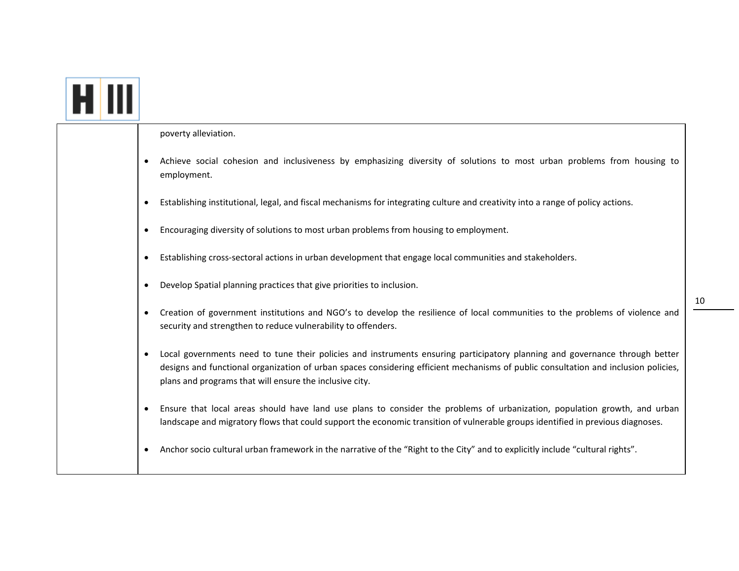| | |
|---|---|
| | poverty alleviation.<br><br>• Achieve social cohesion and inclusiveness by emphasizing diversity of solutions to most urban problems from housing to employment.<br><br>• Establishing institutional, legal, and fiscal mechanisms for integrating culture and creativity into a range of policy actions.<br><br>• Encouraging diversity of solutions to most urban problems from housing to employment.<br><br>• Establishing cross-sectoral actions in urban development that engage local communities and stakeholders.<br><br>• Develop Spatial planning practices that give priorities to inclusion.<br><br>• Creation of government institutions and NGO's to develop the resilience of local communities to the problems of violence and security and strengthen to reduce vulnerability to offenders.<br><br>• Local governments need to tune their policies and instruments ensuring participatory planning and governance through better designs and functional organization of urban spaces considering efficient mechanisms of public consultation and inclusion policies, plans and programs that will ensure the inclusive city.<br><br>• Ensure that local areas should have land use plans to consider the problems of urbanization, population growth, and urban landscape and migratory flows that could support the economic transition of vulnerable groups identified in previous diagnoses.<br><br>• Anchor socio cultural urban framework in the narrative of the "Right to the City" and to explicitly include "cultural rights". |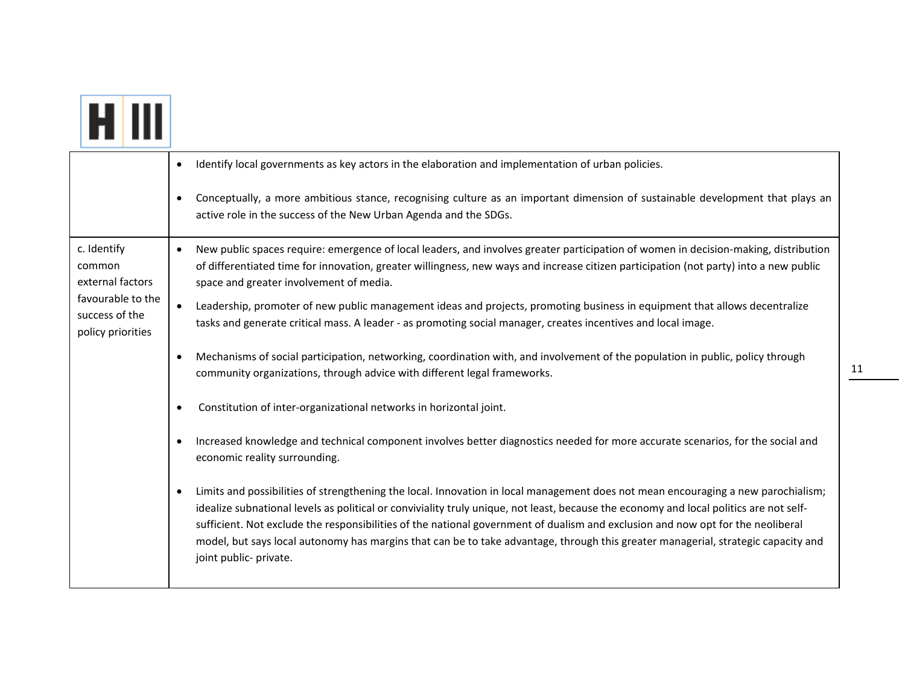| | |
|---|---|
| | • Identify local governments as key actors in the elaboration and implementation of urban policies.<br><br>• Conceptually, a more ambitious stance, recognising culture as an important dimension of sustainable development that plays an active role in the success of the New Urban Agenda and the SDGs. |
| c. Identify common external factors favourable to the success of the policy priorities | • New public spaces require: emergence of local leaders, and involves greater participation of women in decision-making, distribution of differentiated time for innovation, greater willingness, new ways and increase citizen participation (not party) into a new public space and greater involvement of media.<br><br>• Leadership, promoter of new public management ideas and projects, promoting business in equipment that allows decentralize tasks and generate critical mass. A leader - as promoting social manager, creates incentives and local image.<br><br>• Mechanisms of social participation, networking, coordination with, and involvement of the population in public, policy through community organizations, through advice with different legal frameworks.<br><br>• Constitution of inter-organizational networks in horizontal joint.<br><br>• Increased knowledge and technical component involves better diagnostics needed for more accurate scenarios, for the social and economic reality surrounding.<br><br>• Limits and possibilities of strengthening the local. Innovation in local management does not mean encouraging a new parochialism; idealize subnational levels as political or conviviality truly unique, not least, because the economy and local politics are not self-sufficient. Not exclude the responsibilities of the national government of dualism and exclusion and now opt for the neoliberal model, but says local autonomy has margins that can be to take advantage, through this greater managerial, strategic capacity and joint public- private. |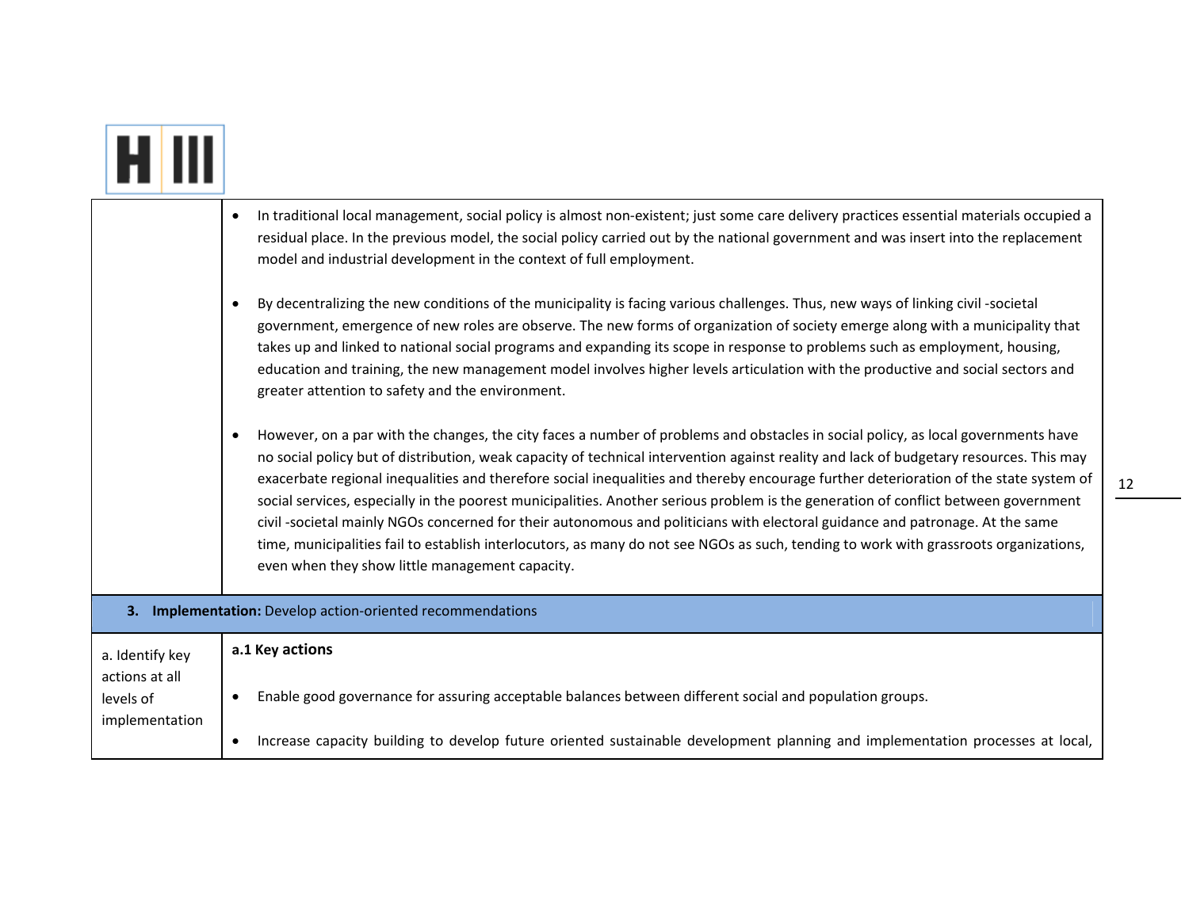| | |
|---|---|
| | • In traditional local management, social policy is almost non-existent; just some care delivery practices essential materials occupied a residual place. In the previous model, the social policy carried out by the national government and was insert into the replacement model and industrial development in the context of full employment.<br><br>• By decentralizing the new conditions of the municipality is facing various challenges. Thus, new ways of linking civil -societal government, emergence of new roles are observe. The new forms of organization of society emerge along with a municipality that takes up and linked to national social programs and expanding its scope in response to problems such as employment, housing, education and training, the new management model involves higher levels articulation with the productive and social sectors and greater attention to safety and the environment.<br><br>• However, on a par with the changes, the city faces a number of problems and obstacles in social policy, as local governments have no social policy but of distribution, weak capacity of technical intervention against reality and lack of budgetary resources. This may exacerbate regional inequalities and therefore social inequalities and thereby encourage further deterioration of the state system of social services, especially in the poorest municipalities. Another serious problem is the generation of conflict between government civil -societal mainly NGOs concerned for their autonomous and politicians with electoral guidance and patronage. At the same time, municipalities fail to establish interlocutors, as many do not see NGOs as such, tending to work with grassroots organizations, even when they show little management capacity. |
| **3. Implementation:** Develop action-oriented recommendations | |
| a. Identify key actions at all levels of implementation | **a.1 Key actions**<br><br>• Enable good governance for assuring acceptable balances between different social and population groups.<br><br>• Increase capacity building to develop future oriented sustainable development planning and implementation processes at local, |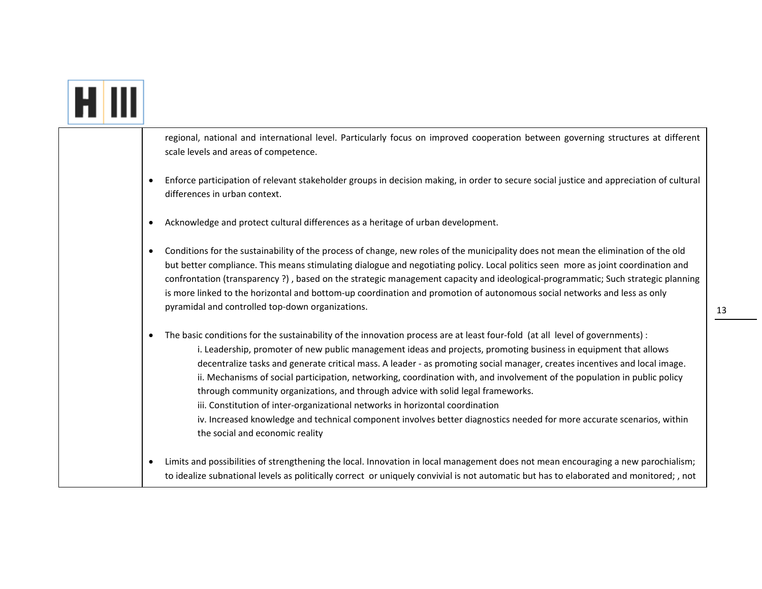| | |
|---|---|
| | regional, national and international level. Particularly focus on improved cooperation between governing structures at different scale levels and areas of competence.<br><br>• Enforce participation of relevant stakeholder groups in decision making, in order to secure social justice and appreciation of cultural differences in urban context.<br><br>• Acknowledge and protect cultural differences as a heritage of urban development.<br><br>• Conditions for the sustainability of the process of change, new roles of the municipality does not mean the elimination of the old but better compliance. This means stimulating dialogue and negotiating policy. Local politics seen more as joint coordination and confrontation (transparency ?) , based on the strategic management capacity and ideological-programmatic; Such strategic planning is more linked to the horizontal and bottom-up coordination and promotion of autonomous social networks and less as only pyramidal and controlled top-down organizations.<br><br>• The basic conditions for the sustainability of the innovation process are at least four-fold (at all level of governments) :<br>i. Leadership, promoter of new public management ideas and projects, promoting business in equipment that allows decentralize tasks and generate critical mass. A leader - as promoting social manager, creates incentives and local image.<br>ii. Mechanisms of social participation, networking, coordination with, and involvement of the population in public policy through community organizations, and through advice with solid legal frameworks.<br>iii. Constitution of inter-organizational networks in horizontal coordination<br>iv. Increased knowledge and technical component involves better diagnostics needed for more accurate scenarios, within the social and economic reality<br><br>• Limits and possibilities of strengthening the local. Innovation in local management does not mean encouraging a new parochialism; to idealize subnational levels as politically correct or uniquely convivial is not automatic but has to elaborated and monitored; , not |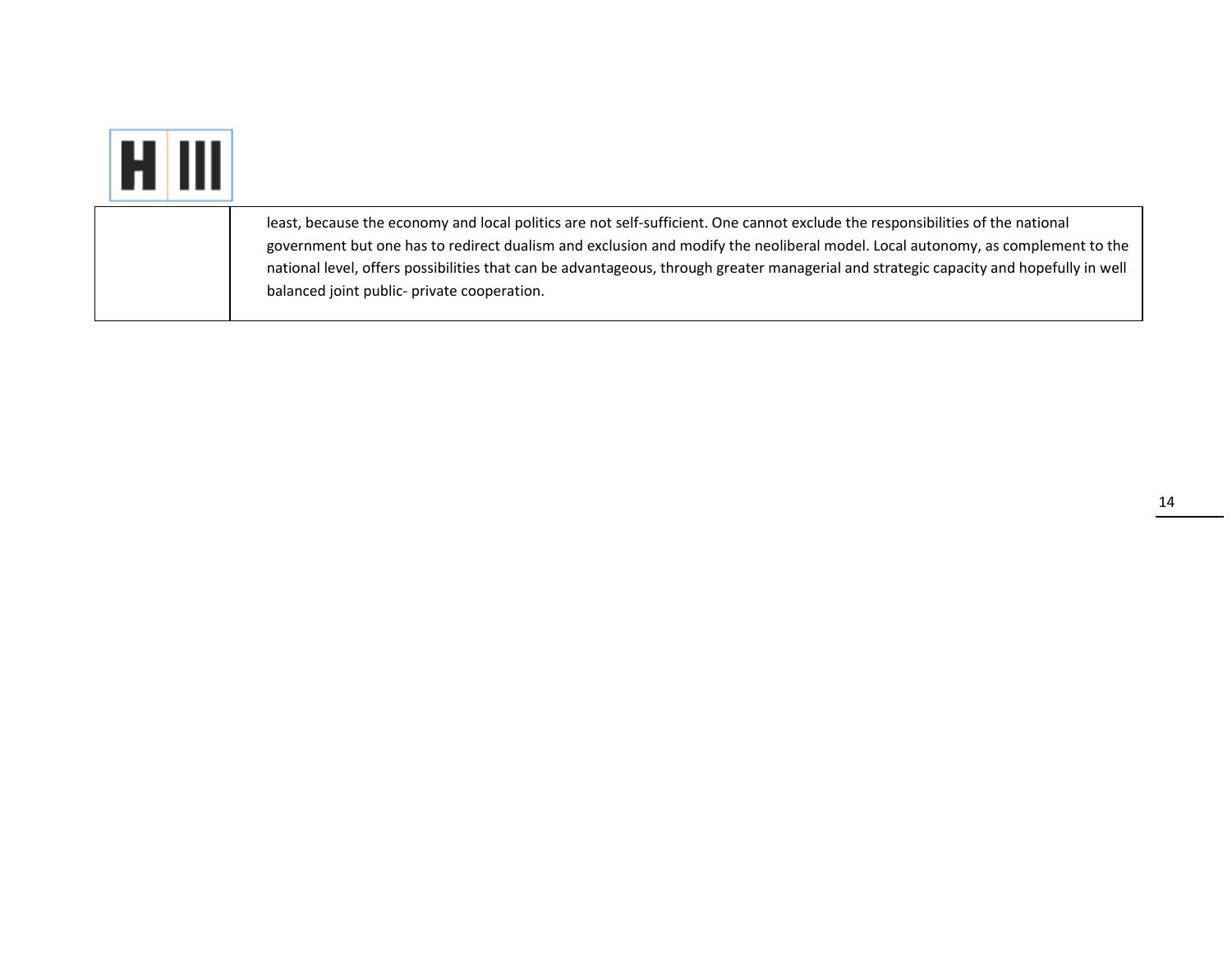| | |
|---|---|
| | least, because the economy and local politics are not self-sufficient. One cannot exclude the responsibilities of the national government but one has to redirect dualism and exclusion and modify the neoliberal model. Local autonomy, as complement to the national level, offers possibilities that can be advantageous, through greater managerial and strategic capacity and hopefully in well balanced joint public- private cooperation. |